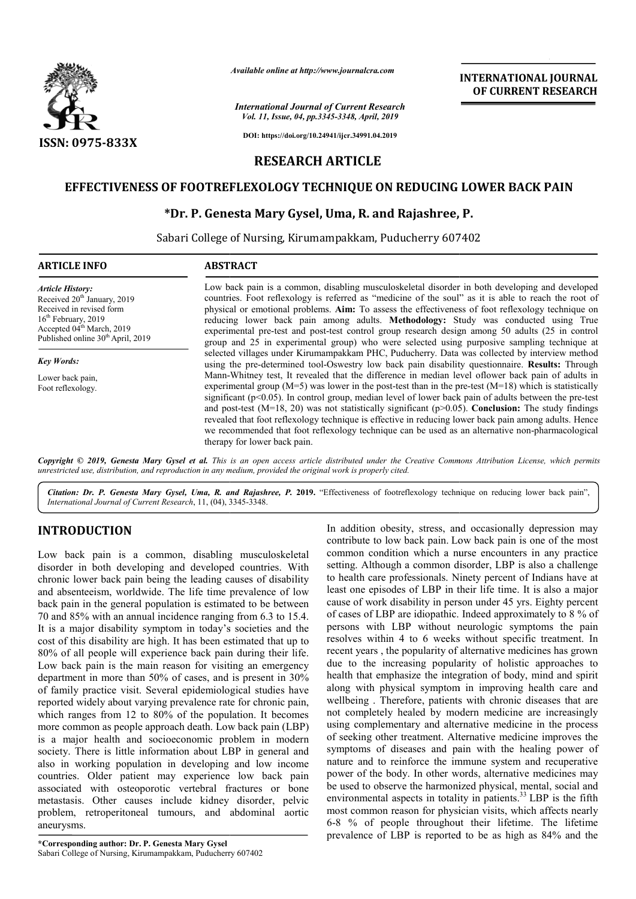# RESEARCH ARTICLE

## EFFECTIVENESS OF FOOTREFLEXOLOGY TECHNIQUE ON REDUCING LOWER BACK PAIN

**\*Dr. P. Genesta Mary Gysel, Uma, R. and Rajashree, P.**

Sabari College of Nursing, Kirumampakkam, Puducherry 607402

**ARTICLE INFO**

*Article History:*
Received 20th January, 2019
Received in revised form
16th February, 2019
Accepted 04th March, 2019
Published online 30th April, 2019

*Key Words:*
Lower back pain,
Foot reflexology.

**ABSTRACT**

Low back pain is a common, disabling musculoskeletal disorder in both developing and developed countries. Foot reflexology is referred as "medicine of the soul" as it is able to reach the root of physical or emotional problems. **Aim:** To assess the effectiveness of foot reflexology technique on reducing lower back pain among adults. **Methodology:** Study was conducted using True experimental pre-test and post-test control group research design among 50 adults (25 in control group and 25 in experimental group) who were selected using purposive sampling technique at selected villages under Kirumampakkam PHC, Puducherry. Data was collected by interview method using the pre-determined tool-Oswestry low back pain disability questionnaire. **Results:** Through Mann-Whitney test, It revealed that the difference in median level oflower back pain of adults in experimental group (M=5) was lower in the post-test than in the pre-test (M=18) which is statistically significant ($p<0.05$). In control group, median level of lower back pain of adults between the pre-test and post-test (M=18, 20) was not statistically significant ($p>0.05$). **Conclusion:** The study findings revealed that foot reflexology technique is effective in reducing lower back pain among adults. Hence we recommended that foot reflexology technique can be used as an alternative non-pharmacological therapy for lower back pain.

*Copyright © 2019, Genesta Mary Gysel et al. This is an open access article distributed under the Creative Commons Attribution License, which permits unrestricted use, distribution, and reproduction in any medium, provided the original work is properly cited.*

*Citation: Dr. P. Genesta Mary Gysel, Uma, R. and Rajashree, P.* **2019.** "Effectiveness of footreflexology technique on reducing lower back pain", *International Journal of Current Research*, 11, (04), 3345-3348.

## INTRODUCTION

Low back pain is a common, disabling musculoskeletal disorder in both developing and developed countries. With chronic lower back pain being the leading causes of disability and absenteeism, worldwide. The life time prevalence of low back pain in the general population is estimated to be between 70 and 85% with an annual incidence ranging from 6.3 to 15.4. It is a major disability symptom in today's societies and the cost of this disability are high. It has been estimated that up to 80% of all people will experience back pain during their life. Low back pain is the main reason for visiting an emergency department in more than 50% of cases, and is present in 30% of family practice visit. Several epidemiological studies have reported widely about varying prevalence rate for chronic pain, which ranges from 12 to 80% of the population. It becomes more common as people approach death. Low back pain (LBP) is a major health and socioeconomic problem in modern society. There is little information about LBP in general and also in working population in developing and low income countries. Older patient may experience low back pain associated with osteoporotic vertebral fractures or bone metastasis. Other causes include kidney disorder, pelvic problem, retroperitoneal tumours, and abdominal aortic aneurysms.

In addition obesity, stress, and occasionally depression may contribute to low back pain. Low back pain is one of the most common condition which a nurse encounters in any practice setting. Although a common disorder, LBP is also a challenge to health care professionals. Ninety percent of Indians have at least one episodes of LBP in their life time. It is also a major cause of work disability in person under 45 yrs. Eighty percent of cases of LBP are idiopathic. Indeed approximately to 8 % of persons with LBP without neurologic symptoms the pain resolves within 4 to 6 weeks without specific treatment. In recent years , the popularity of alternative medicines has grown due to the increasing popularity of holistic approaches to health that emphasize the integration of body, mind and spirit along with physical symptom in improving health care and wellbeing . Therefore, patients with chronic diseases that are not completely healed by modern medicine are increasingly using complementary and alternative medicine in the process of seeking other treatment. Alternative medicine improves the symptoms of diseases and pain with the healing power of nature and to reinforce the immune system and recuperative power of the body. In other words, alternative medicines may be used to observe the harmonized physical, mental, social and environmental aspects in totality in patients.[33] LBP is the fifth most common reason for physician visits, which affects nearly 6-8 % of people throughout their lifetime. The lifetime prevalence of LBP is reported to be as high as 84% and the

**\*Corresponding author: Dr. P. Genesta Mary Gysel**
Sabari College of Nursing, Kirumampakkam, Puducherry 607402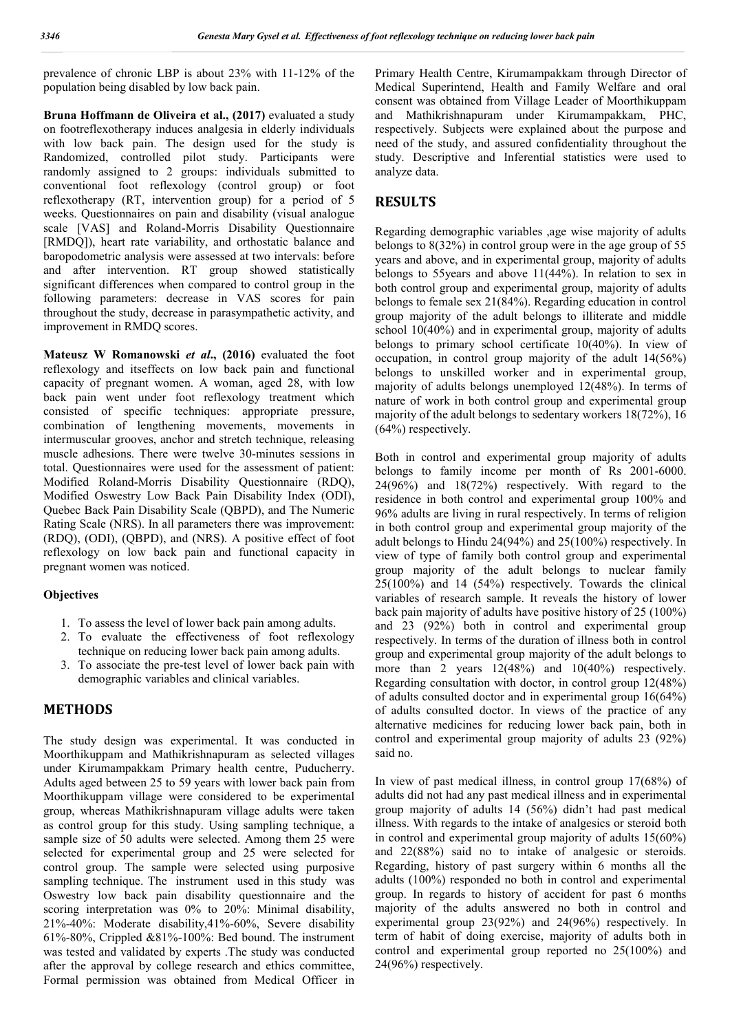prevalence of chronic LBP is about 23% with 11-12% of the population being disabled by low back pain.

**Bruna Hoffmann de Oliveira et al., (2017)** evaluated a study on footreflexotherapy induces analgesia in elderly individuals with low back pain. The design used for the study is Randomized, controlled pilot study. Participants were randomly assigned to 2 groups: individuals submitted to conventional foot reflexology (control group) or foot reflexotherapy (RT, intervention group) for a period of 5 weeks. Questionnaires on pain and disability (visual analogue scale [VAS] and Roland-Morris Disability Questionnaire [RMDQ]), heart rate variability, and orthostatic balance and baropodometric analysis were assessed at two intervals: before and after intervention. RT group showed statistically significant differences when compared to control group in the following parameters: decrease in VAS scores for pain throughout the study, decrease in parasympathetic activity, and improvement in RMDQ scores.

**Mateusz W Romanowski *et al*., (2016)** evaluated the foot reflexology and itseffects on low back pain and functional capacity of pregnant women. A woman, aged 28, with low back pain went under foot reflexology treatment which consisted of specific techniques: appropriate pressure, combination of lengthening movements, movements in intermuscular grooves, anchor and stretch technique, releasing muscle adhesions. There were twelve 30-minutes sessions in total. Questionnaires were used for the assessment of patient: Modified Roland-Morris Disability Questionnaire (RDQ), Modified Oswestry Low Back Pain Disability Index (ODI), Quebec Back Pain Disability Scale (QBPD), and The Numeric Rating Scale (NRS). In all parameters there was improvement: (RDQ), (ODI), (QBPD), and (NRS). A positive effect of foot reflexology on low back pain and functional capacity in pregnant women was noticed.

### Objectives

1. To assess the level of lower back pain among adults.
2. To evaluate the effectiveness of foot reflexology technique on reducing lower back pain among adults.
3. To associate the pre-test level of lower back pain with demographic variables and clinical variables.

## METHODS

The study design was experimental. It was conducted in Moorthikuppam and Mathikrishnapuram as selected villages under Kirumampakkam Primary health centre, Puducherry. Adults aged between 25 to 59 years with lower back pain from Moorthikuppam village were considered to be experimental group, whereas Mathikrishnapuram village adults were taken as control group for this study. Using sampling technique, a sample size of 50 adults were selected. Among them 25 were selected for experimental group and 25 were selected for control group. The sample were selected using purposive sampling technique. The instrument used in this study was Oswestry low back pain disability questionnaire and the scoring interpretation was 0% to 20%: Minimal disability, 21%-40%: Moderate disability,41%-60%, Severe disability 61%-80%, Crippled &81%-100%: Bed bound. The instrument was tested and validated by experts .The study was conducted after the approval by college research and ethics committee, Formal permission was obtained from Medical Officer in Primary Health Centre, Kirumampakkam through Director of Medical Superintend, Health and Family Welfare and oral consent was obtained from Village Leader of Moorthikuppam and Mathikrishnapuram under Kirumampakkam, PHC, respectively. Subjects were explained about the purpose and need of the study, and assured confidentiality throughout the study. Descriptive and Inferential statistics were used to analyze data.

## RESULTS

Regarding demographic variables ,age wise majority of adults belongs to 8(32%) in control group were in the age group of 55 years and above, and in experimental group, majority of adults belongs to 55years and above 11(44%). In relation to sex in both control group and experimental group, majority of adults belongs to female sex 21(84%). Regarding education in control group majority of the adult belongs to illiterate and middle school 10(40%) and in experimental group, majority of adults belongs to primary school certificate 10(40%). In view of occupation, in control group majority of the adult 14(56%) belongs to unskilled worker and in experimental group, majority of adults belongs unemployed 12(48%). In terms of nature of work in both control group and experimental group majority of the adult belongs to sedentary workers 18(72%), 16 (64%) respectively.

Both in control and experimental group majority of adults belongs to family income per month of Rs 2001-6000. 24(96%) and 18(72%) respectively. With regard to the residence in both control and experimental group 100% and 96% adults are living in rural respectively. In terms of religion in both control group and experimental group majority of the adult belongs to Hindu 24(94%) and 25(100%) respectively. In view of type of family both control group and experimental group majority of the adult belongs to nuclear family 25(100%) and 14 (54%) respectively. Towards the clinical variables of research sample. It reveals the history of lower back pain majority of adults have positive history of 25 (100%) and 23 (92%) both in control and experimental group respectively. In terms of the duration of illness both in control group and experimental group majority of the adult belongs to more than 2 years 12(48%) and 10(40%) respectively. Regarding consultation with doctor, in control group 12(48%) of adults consulted doctor and in experimental group 16(64%) of adults consulted doctor. In views of the practice of any alternative medicines for reducing lower back pain, both in control and experimental group majority of adults 23 (92%) said no.

In view of past medical illness, in control group 17(68%) of adults did not had any past medical illness and in experimental group majority of adults 14 (56%) didn't had past medical illness. With regards to the intake of analgesics or steroid both in control and experimental group majority of adults 15(60%) and 22(88%) said no to intake of analgesic or steroids. Regarding, history of past surgery within 6 months all the adults (100%) responded no both in control and experimental group. In regards to history of accident for past 6 months majority of the adults answered no both in control and experimental group 23(92%) and 24(96%) respectively. In term of habit of doing exercise, majority of adults both in control and experimental group reported no 25(100%) and 24(96%) respectively.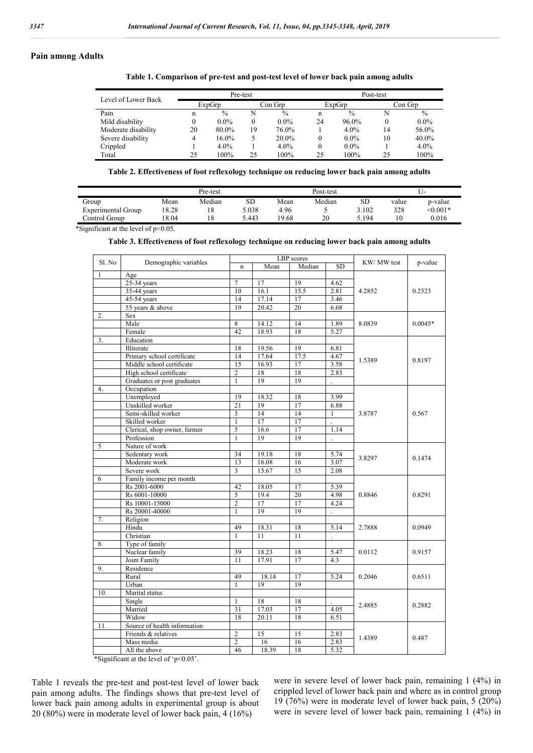## Pain among Adults

**Table 1. Comparison of pre-test and post-test level of lower back pain among adults**

| Level of Lower Back | Pre-test | | | | Post-test | | | |
|---|---|---|---|---|---|---|---|---|
| | ExpGrp | | Con Grp | | ExpGrp | | Con Grp | |
| Pain | n | % | N | % | n | % | N | % |
| Mild disability | 0 | 0.0% | 0 | 0.0% | 24 | 96.0% | 0 | 0.0% |
| Moderate disability | 20 | 80.0% | 19 | 76.0% | 1 | 4.0% | 14 | 56.0% |
| Severe disability | 4 | 16.0% | 5 | 20.0% | 0 | 0.0% | 10 | 40.0% |
| Crippled | 1 | 4.0% | 1 | 4.0% | 0 | 0.0% | 1 | 4.0% |
| Total | 25 | 100% | 25 | 100% | 25 | 100% | 25 | 100% |

**Table 2. Effectiveness of foot reflexology technique on reducing lower back pain among adults**

| | Pre-test | | | Post-test | | | U- | |
|---|---|---|---|---|---|---|---|---|
| Group | Mean | Median | SD | Mean | Median | SD | value | p-value |
| Experimental Group | 18.28 | 18 | 5.038 | 4.96 | 5 | 3.102 | 328 | <0.001* |
| Control Group | 18.04 | 18 | 5.443 | 19.68 | 20 | 5.194 | 10 | 0.016 |

*Significant at the level of p<0.05.

**Table 3. Effectiveness of foot reflexology technique on reducing lower back pain among adults**

| Sl. No | Demographic variables | LBP scores | | | | KW/ MW test | p-value |
|---|---|---|---|---|---|---|---|
| | | n | Mean | Median | SD | | |
| 1 | Age | | | | | | |
| | 25-34 years | 7 | 17 | 19 | 4.62 | 4.2852 | 0.2323 |
| | 35-44 years | 10 | 16.1 | 15.5 | 2.81 | | |
| | 45-54 years | 14 | 17.14 | 17 | 3.46 | | |
| | 55 years & above | 19 | 20.42 | 20 | 6.68 | | |
| 2. | Sex | | | | | | |
| | Male | 8 | 14.12 | 14 | 1.89 | 8.0839 | 0.0045* |
| | Female | 42 | 18.93 | 18 | 5.27 | | |
| 3. | Education | | | | | | |
| | Illiterate | 18 | 19.56 | 19 | 6.81 | 1.5389 | 0.8197 |
| | Primary school certificate | 14 | 17.64 | 17.5 | 4.67 | | |
| | Middle school certificate | 15 | 16.93 | 17 | 3.58 | | |
| | High school certificate | 2 | 18 | 18 | 2.83 | | |
| | Graduates or post graduates | 1 | 19 | 19 | . | | |
| 4. | Occupation | | | | | | |
| | Unemployed | 19 | 18.32 | 18 | 3.99 | 3.8787 | 0.567 |
| | Unskilled worker | 21 | 19 | 17 | 6.88 | | |
| | Semi-skilled worker | 3 | 14 | 14 | 1 | | |
| | Skilled worker | 1 | 17 | 17 | . | | |
| | Clerical, shop owner, farmer | 5 | 16.6 | 17 | 1.14 | | |
| | Profession | 1 | 19 | 19 | . | | |
| 5 | Nature of work | | | | | | |
| | Sedentary work | 34 | 19.18 | 18 | 5.74 | 3.8297 | 0.1474 |
| | Moderate work | 13 | 16.08 | 16 | 3.07 | | |
| | Severe work | 3 | 15.67 | 15 | 2.08 | | |
| 6 | Family income per month | | | | | | |
| | Rs 2001-6000 | 42 | 18.05 | 17 | 5.39 | 0.8846 | 0.8291 |
| | Rs 6001-10000 | 5 | 19.4 | 20 | 4.98 | | |
| | Rs 10001-15000 | 2 | 17 | 17 | 4.24 | | |
| | Rs 20001-40000 | 1 | 19 | 19 | . | | |
| 7. | Religion | | | | | | |
| | Hindu | 49 | 18.31 | 18 | 5.14 | 2.7888 | 0.0949 |
| | Christian | 1 | 11 | 11 | . | | |
| 8. | Type of family | | | | | | |
| | Nuclear family | 39 | 18.23 | 18 | 5.47 | 0.0112 | 0.9157 |
| | Joint Family | 11 | 17.91 | 17 | 4.3 | | |
| 9. | Residence | | | | | | |
| | Rural | 49 | 18.14 | 17 | 5.24 | 0.2046 | 0.6511 |
| | Urban | 1 | 19 | 19 | | | |
| 10. | Marital status | | | | | | |
| | Single | 1 | 18 | 18 | . | 2.4885 | 0.2882 |
| | Married | 31 | 17.03 | 17 | 4.05 | | |
| | Widow | 18 | 20.11 | 18 | 6.51 | | |
| 11. | Source of health information | | | | | | |
| | Friends & relatives | 2 | 15 | 15 | 2.83 | 1.4389 | 0.487 |
| | Mass media | 2 | 16 | 16 | 2.83 | | |
| | All the above | 46 | 18.39 | 18 | 5.32 | | |

*Significant at the level of 'p<0.05'.

Table 1 reveals the pre-test and post-test level of lower back pain among adults. The findings shows that pre-test level of lower back pain among adults in experimental group is about 20 (80%) were in moderate level of lower back pain, 4 (16%) were in severe level of lower back pain, remaining 1 (4%) in crippled level of lower back pain and where as in control group 19 (76%) were in moderate level of lower back pain, 5 (20%) were in severe level of lower back pain, remaining 1 (4%) in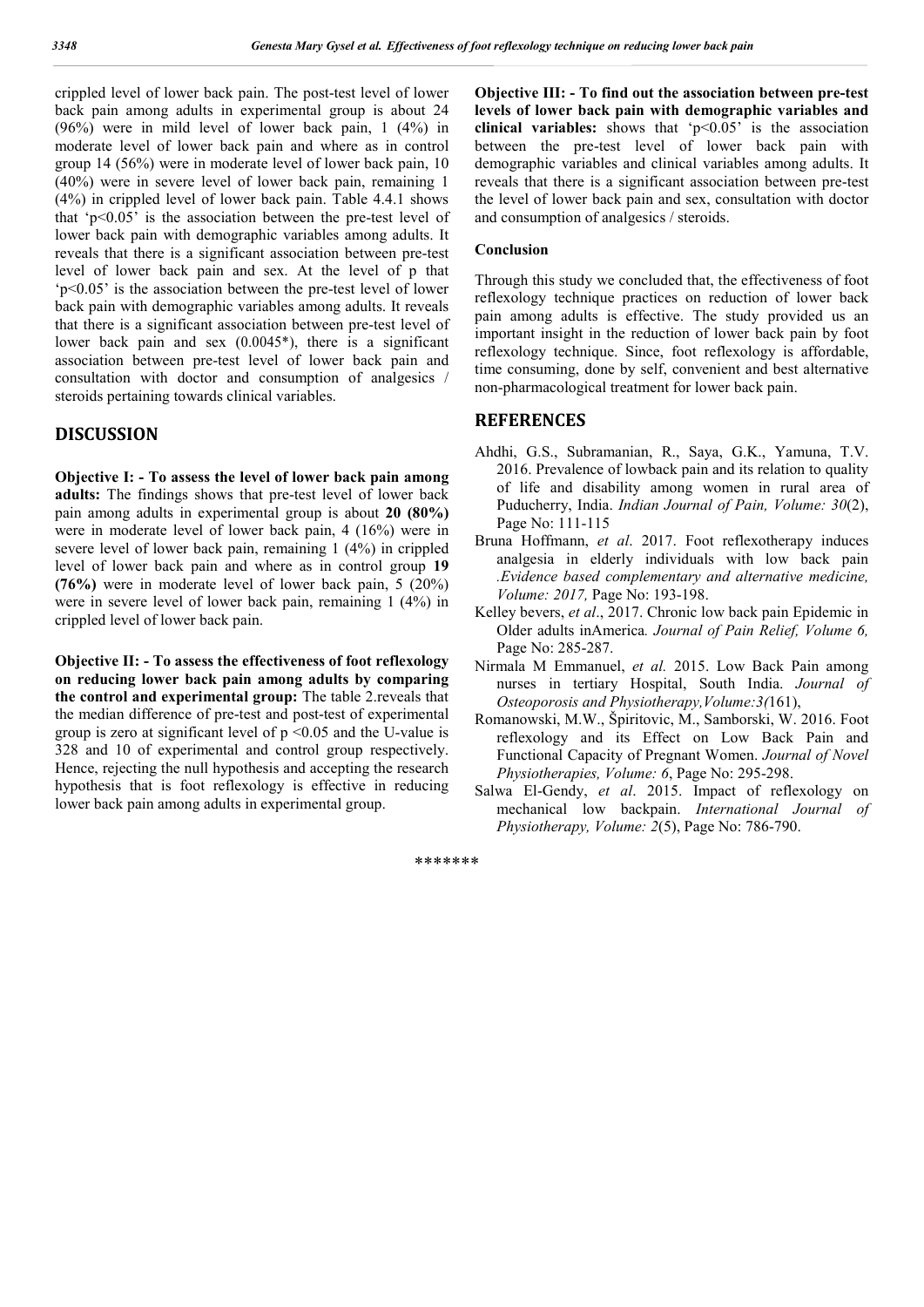crippled level of lower back pain. The post-test level of lower back pain among adults in experimental group is about 24 (96%) were in mild level of lower back pain, 1 (4%) in moderate level of lower back pain and where as in control group 14 (56%) were in moderate level of lower back pain, 10 (40%) were in severe level of lower back pain, remaining 1 (4%) in crippled level of lower back pain. Table 4.4.1 shows that '$p<0.05$' is the association between the pre-test level of lower back pain with demographic variables among adults. It reveals that there is a significant association between pre-test level of lower back pain and sex. At the level of p that '$p<0.05$' is the association between the pre-test level of lower back pain with demographic variables among adults. It reveals that there is a significant association between pre-test level of lower back pain and sex (0.0045*), there is a significant association between pre-test level of lower back pain and consultation with doctor and consumption of analgesics / steroids pertaining towards clinical variables.

## DISCUSSION

**Objective I: - To assess the level of lower back pain among adults:** The findings shows that pre-test level of lower back pain among adults in experimental group is about **20 (80%)** were in moderate level of lower back pain, 4 (16%) were in severe level of lower back pain, remaining 1 (4%) in crippled level of lower back pain and where as in control group **19 (76%)** were in moderate level of lower back pain, 5 (20%) were in severe level of lower back pain, remaining 1 (4%) in crippled level of lower back pain.

**Objective II: - To assess the effectiveness of foot reflexology on reducing lower back pain among adults by comparing the control and experimental group:** The table 2.reveals that the median difference of pre-test and post-test of experimental group is zero at significant level of $p<0.05$ and the U-value is 328 and 10 of experimental and control group respectively. Hence, rejecting the null hypothesis and accepting the research hypothesis that is foot reflexology is effective in reducing lower back pain among adults in experimental group.

**Objective III: - To find out the association between pre-test levels of lower back pain with demographic variables and clinical variables:** shows that '$p<0.05$' is the association between the pre-test level of lower back pain with demographic variables and clinical variables among adults. It reveals that there is a significant association between pre-test the level of lower back pain and sex, consultation with doctor and consumption of analgesics / steroids.

### Conclusion

Through this study we concluded that, the effectiveness of foot reflexology technique practices on reduction of lower back pain among adults is effective. The study provided us an important insight in the reduction of lower back pain by foot reflexology technique. Since, foot reflexology is affordable, time consuming, done by self, convenient and best alternative non-pharmacological treatment for lower back pain.

## REFERENCES

Ahdhi, G.S., Subramanian, R., Saya, G.K., Yamuna, T.V. 2016. Prevalence of lowback pain and its relation to quality of life and disability among women in rural area of Puducherry, India. *Indian Journal of Pain, Volume: 30*(2), Page No: 111-115

Bruna Hoffmann, *et al*. 2017. Foot reflexotherapy induces analgesia in elderly individuals with low back pain .*Evidence based complementary and alternative medicine, Volume: 2017,* Page No: 193-198.

Kelley bevers, *et al*., 2017. Chronic low back pain Epidemic in Older adults inAmerica. *Journal of Pain Relief, Volume 6,* Page No: 285-287.

Nirmala M Emmanuel, *et al.* 2015. Low Back Pain among nurses in tertiary Hospital, South India. *Journal of Osteoporosis and Physiotherapy,Volume:3(*161),

Romanowski, M.W., Špiritovic, M., Samborski, W. 2016. Foot reflexology and its Effect on Low Back Pain and Functional Capacity of Pregnant Women. *Journal of Novel Physiotherapies, Volume: 6*, Page No: 295-298.

Salwa El-Gendy, *et al*. 2015. Impact of reflexology on mechanical low backpain. *International Journal of Physiotherapy, Volume: 2*(5), Page No: 786-790.

*******